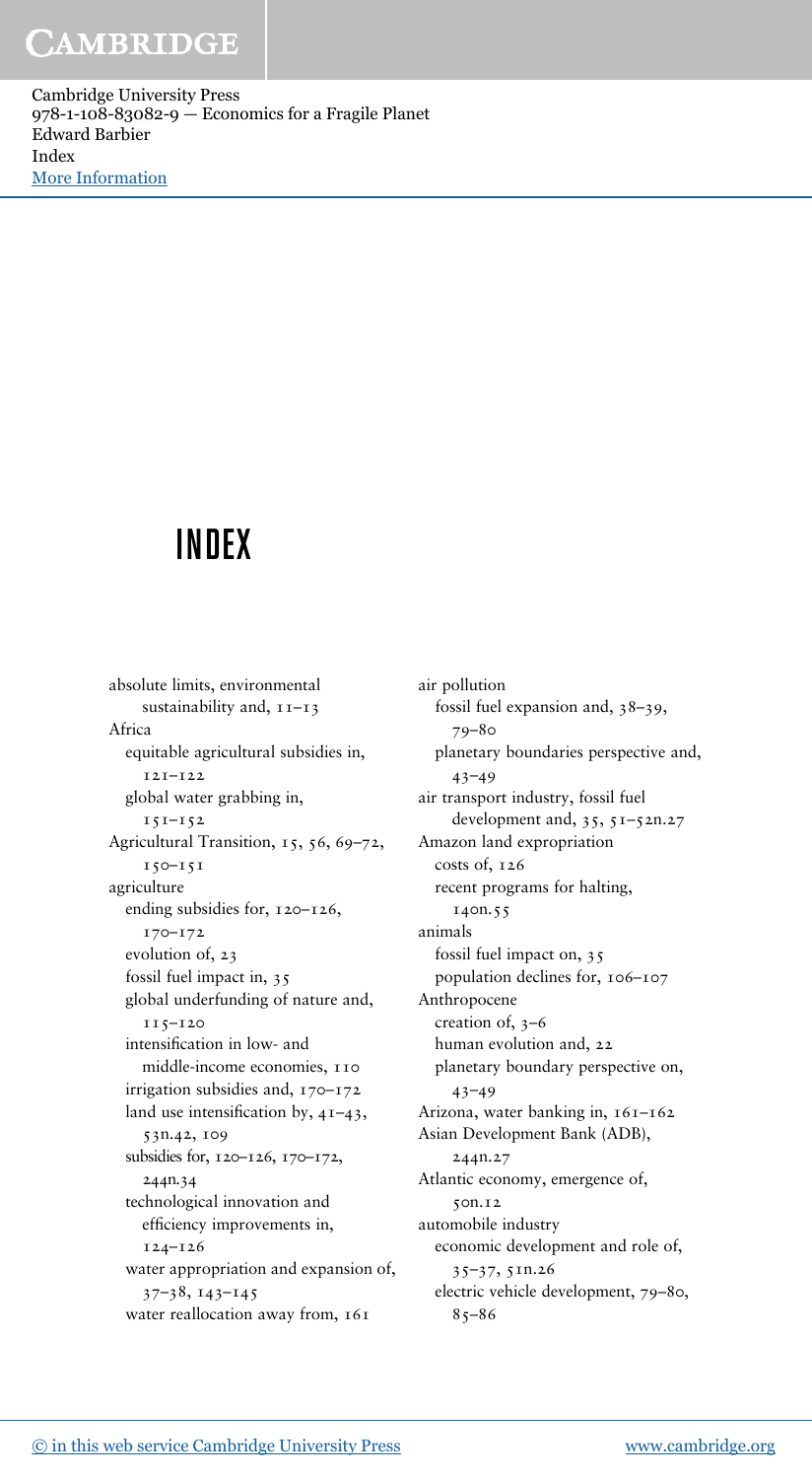# INDEX

absolute limits, environmental sustainability and, 11–13
Africa
  equitable agricultural subsidies in, 121–122
  global water grabbing in, 151–152
Agricultural Transition, 15, 56, 69–72, 150–151
agriculture
  ending subsidies for, 120–126, 170–172
  evolution of, 23
  fossil fuel impact in, 35
  global underfunding of nature and, 115–120
  intensification in low- and middle-income economies, 110
  irrigation subsidies and, 170–172
  land use intensification by, 41–43, 53n.42, 109
  subsidies for, 120–126, 170–172, 244n.34
  technological innovation and efficiency improvements in, 124–126
  water appropriation and expansion of, 37–38, 143–145
  water reallocation away from, 161
air pollution
  fossil fuel expansion and, 38–39, 79–80
  planetary boundaries perspective and, 43–49
air transport industry, fossil fuel development and, 35, 51–52n.27
Amazon land expropriation
  costs of, 126
  recent programs for halting, 140n.55
animals
  fossil fuel impact on, 35
  population declines for, 106–107
Anthropocene
  creation of, 3–6
  human evolution and, 22
  planetary boundary perspective on, 43–49
Arizona, water banking in, 161–162
Asian Development Bank (ADB), 244n.27
Atlantic economy, emergence of, 50n.12
automobile industry
  economic development and role of, 35–37, 51n.26
  electric vehicle development, 79–80, 85–86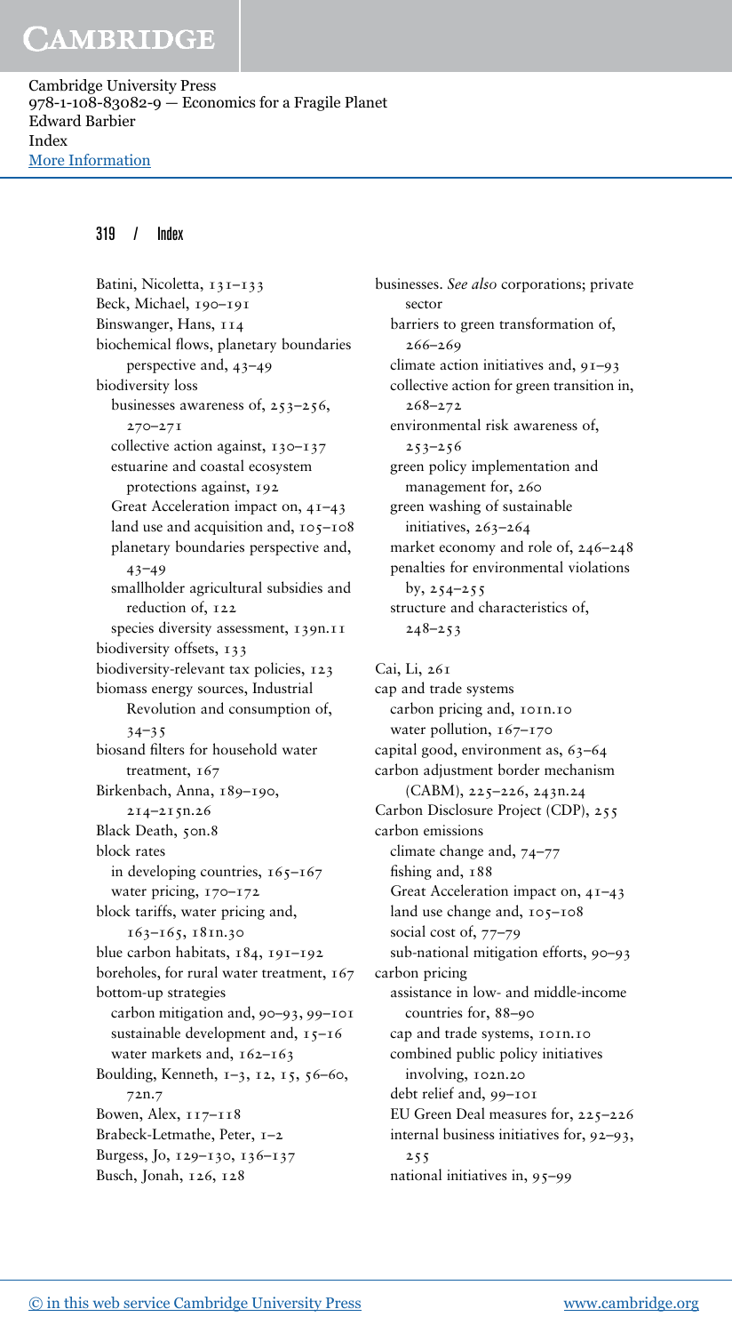Batini, Nicoletta, 131–133
Beck, Michael, 190–191
Binswanger, Hans, 114
biochemical flows, planetary boundaries perspective and, 43–49
biodiversity loss
  businesses awareness of, 253–256, 270–271
  collective action against, 130–137
  estuarine and coastal ecosystem protections against, 192
  Great Acceleration impact on, 41–43
  land use and acquisition and, 105–108
  planetary boundaries perspective and, 43–49
  smallholder agricultural subsidies and reduction of, 122
  species diversity assessment, 139n.11
biodiversity offsets, 133
biodiversity-relevant tax policies, 123
biomass energy sources, Industrial Revolution and consumption of, 34–35
biosand filters for household water treatment, 167
Birkenbach, Anna, 189–190, 214–215n.26
Black Death, 50n.8
block rates
  in developing countries, 165–167
  water pricing, 170–172
block tariffs, water pricing and, 163–165, 181n.30
blue carbon habitats, 184, 191–192
boreholes, for rural water treatment, 167
bottom-up strategies
  carbon mitigation and, 90–93, 99–101
  sustainable development and, 15–16
  water markets and, 162–163
Boulding, Kenneth, 1–3, 12, 15, 56–60, 72n.7
Bowen, Alex, 117–118
Brabeck-Letmathe, Peter, 1–2
Burgess, Jo, 129–130, 136–137
Busch, Jonah, 126, 128
businesses. *See also* corporations; private sector
  barriers to green transformation of, 266–269
  climate action initiatives and, 91–93
  collective action for green transition in, 268–272
  environmental risk awareness of, 253–256
  green policy implementation and management for, 260
  green washing of sustainable initiatives, 263–264
  market economy and role of, 246–248
  penalties for environmental violations by, 254–255
  structure and characteristics of, 248–253

Cai, Li, 261
cap and trade systems
  carbon pricing and, 101n.10
  water pollution, 167–170
capital good, environment as, 63–64
carbon adjustment border mechanism (CABM), 225–226, 243n.24
Carbon Disclosure Project (CDP), 255
carbon emissions
  climate change and, 74–77
  fishing and, 188
  Great Acceleration impact on, 41–43
  land use change and, 105–108
  social cost of, 77–79
  sub-national mitigation efforts, 90–93
carbon pricing
  assistance in low- and middle-income countries for, 88–90
  cap and trade systems, 101n.10
  combined public policy initiatives involving, 102n.20
  debt relief and, 99–101
  EU Green Deal measures for, 225–226
  internal business initiatives for, 92–93, 255
  national initiatives in, 95–99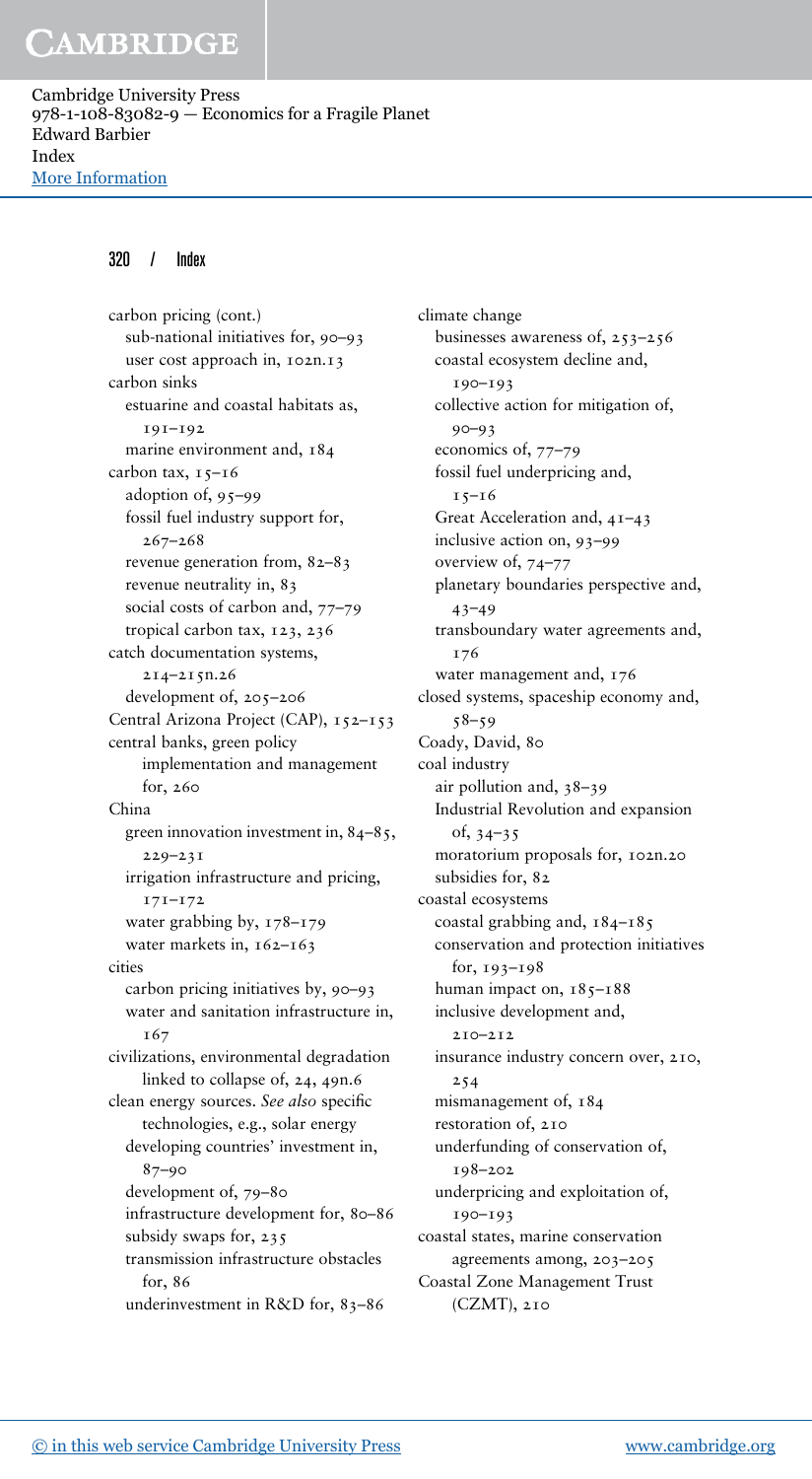carbon pricing (cont.)
  sub-national initiatives for, 90–93
  user cost approach in, 102n.13
carbon sinks
  estuarine and coastal habitats as, 191–192
  marine environment and, 184
carbon tax, 15–16
  adoption of, 95–99
  fossil fuel industry support for, 267–268
  revenue generation from, 82–83
  revenue neutrality in, 83
  social costs of carbon and, 77–79
  tropical carbon tax, 123, 236
catch documentation systems, 214–215n.26
  development of, 205–206
Central Arizona Project (CAP), 152–153
central banks, green policy implementation and management for, 260
China
  green innovation investment in, 84–85, 229–231
  irrigation infrastructure and pricing, 171–172
  water grabbing by, 178–179
  water markets in, 162–163
cities
  carbon pricing initiatives by, 90–93
  water and sanitation infrastructure in, 167
civilizations, environmental degradation linked to collapse of, 24, 49n.6
clean energy sources. *See also* specific technologies, e.g., solar energy
  developing countries' investment in, 87–90
  development of, 79–80
  infrastructure development for, 80–86
  subsidy swaps for, 235
  transmission infrastructure obstacles for, 86
  underinvestment in R&D for, 83–86
climate change
  businesses awareness of, 253–256
  coastal ecosystem decline and, 190–193
  collective action for mitigation of, 90–93
  economics of, 77–79
  fossil fuel underpricing and, 15–16
  Great Acceleration and, 41–43
  inclusive action on, 93–99
  overview of, 74–77
  planetary boundaries perspective and, 43–49
  transboundary water agreements and, 176
  water management and, 176
closed systems, spaceship economy and, 58–59
Coady, David, 80
coal industry
  air pollution and, 38–39
  Industrial Revolution and expansion of, 34–35
  moratorium proposals for, 102n.20
  subsidies for, 82
coastal ecosystems
  coastal grabbing and, 184–185
  conservation and protection initiatives for, 193–198
  human impact on, 185–188
  inclusive development and, 210–212
  insurance industry concern over, 210, 254
  mismanagement of, 184
  restoration of, 210
  underfunding of conservation of, 198–202
  underpricing and exploitation of, 190–193
coastal states, marine conservation agreements among, 203–205
Coastal Zone Management Trust (CZMT), 210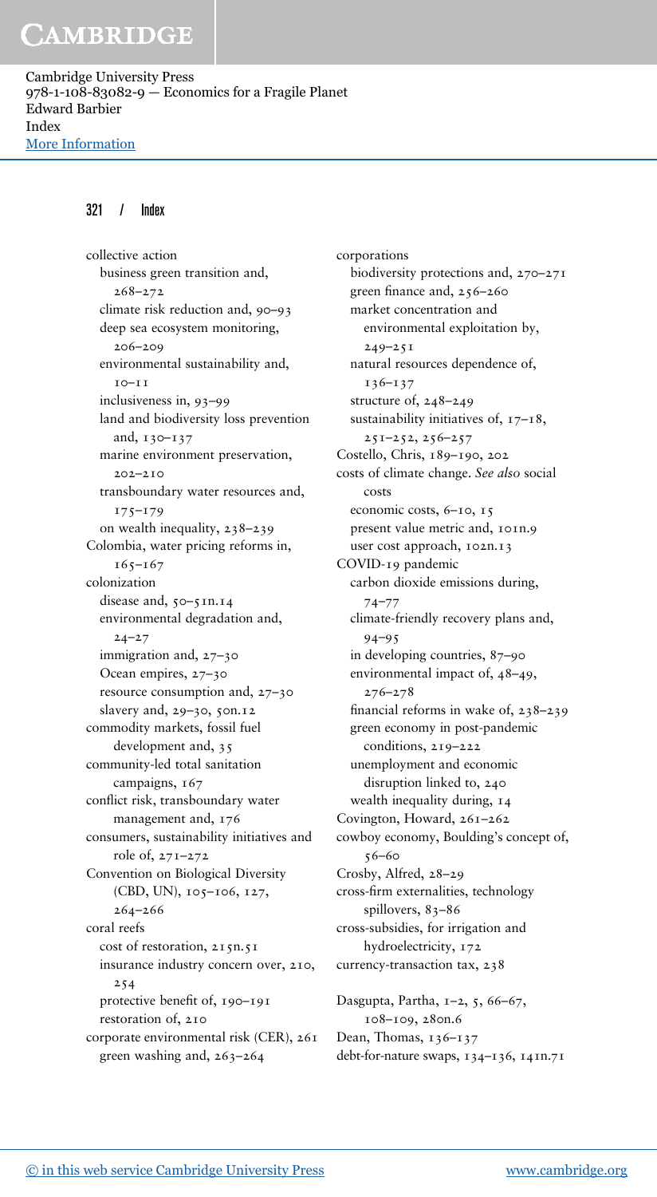collective action
  business green transition and, 268–272
  climate risk reduction and, 90–93
  deep sea ecosystem monitoring, 206–209
  environmental sustainability and, 10–11
  inclusiveness in, 93–99
  land and biodiversity loss prevention and, 130–137
  marine environment preservation, 202–210
  transboundary water resources and, 175–179
  on wealth inequality, 238–239
Colombia, water pricing reforms in, 165–167
colonization
  disease and, 50–51n.14
  environmental degradation and, 24–27
  immigration and, 27–30
  Ocean empires, 27–30
  resource consumption and, 27–30
  slavery and, 29–30, 50n.12
commodity markets, fossil fuel development and, 35
community-led total sanitation campaigns, 167
conflict risk, transboundary water management and, 176
consumers, sustainability initiatives and role of, 271–272
Convention on Biological Diversity (CBD, UN), 105–106, 127, 264–266
coral reefs
  cost of restoration, 215n.51
  insurance industry concern over, 210, 254
  protective benefit of, 190–191
  restoration of, 210
corporate environmental risk (CER), 261
  green washing and, 263–264
corporations
  biodiversity protections and, 270–271
  green finance and, 256–260
  market concentration and environmental exploitation by, 249–251
  natural resources dependence of, 136–137
  structure of, 248–249
  sustainability initiatives of, 17–18, 251–252, 256–257
Costello, Chris, 189–190, 202
costs of climate change. *See also* social costs
  economic costs, 6–10, 15
  present value metric and, 101n.9
  user cost approach, 102n.13
COVID-19 pandemic
  carbon dioxide emissions during, 74–77
  climate-friendly recovery plans and, 94–95
  in developing countries, 87–90
  environmental impact of, 48–49, 276–278
  financial reforms in wake of, 238–239
  green economy in post-pandemic conditions, 219–222
  unemployment and economic disruption linked to, 240
  wealth inequality during, 14
Covington, Howard, 261–262
cowboy economy, Boulding's concept of, 56–60
Crosby, Alfred, 28–29
cross-firm externalities, technology spillovers, 83–86
cross-subsidies, for irrigation and hydroelectricity, 172
currency-transaction tax, 238

Dasgupta, Partha, 1–2, 5, 66–67, 108–109, 280n.6
Dean, Thomas, 136–137
debt-for-nature swaps, 134–136, 141n.71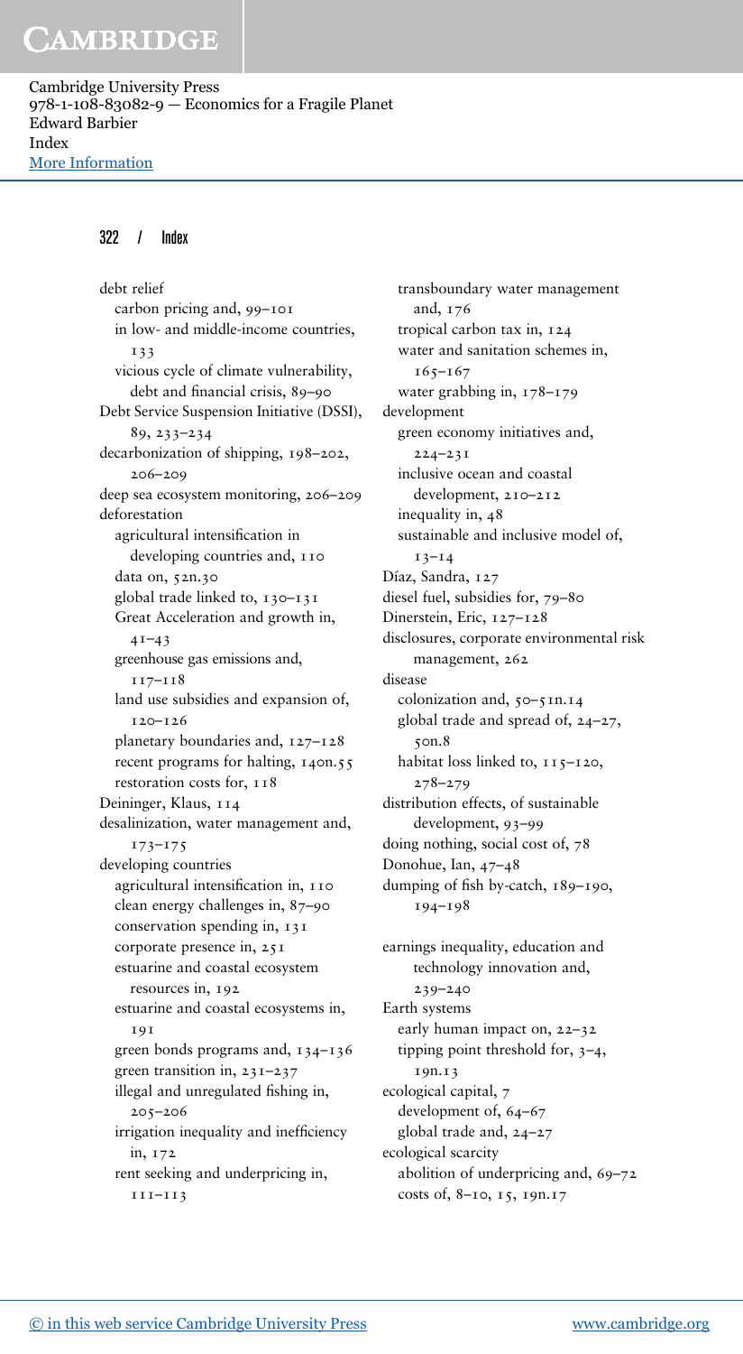debt relief
- carbon pricing and, 99–101
- in low- and middle-income countries, 133
- vicious cycle of climate vulnerability, debt and financial crisis, 89–90

Debt Service Suspension Initiative (DSSI), 89, 233–234

decarbonization of shipping, 198–202, 206–209

deep sea ecosystem monitoring, 206–209

deforestation
- agricultural intensification in developing countries and, 110
- data on, 52n.30
- global trade linked to, 130–131
- Great Acceleration and growth in, 41–43
- greenhouse gas emissions and, 117–118
- land use subsidies and expansion of, 120–126
- planetary boundaries and, 127–128
- recent programs for halting, 140n.55
- restoration costs for, 118

Deininger, Klaus, 114

desalinization, water management and, 173–175

developing countries
- agricultural intensification in, 110
- clean energy challenges in, 87–90
- conservation spending in, 131
- corporate presence in, 251
- estuarine and coastal ecosystem resources in, 192
- estuarine and coastal ecosystems in, 191
- green bonds programs and, 134–136
- green transition in, 231–237
- illegal and unregulated fishing in, 205–206
- irrigation inequality and inefficiency in, 172
- rent seeking and underpricing in, 111–113
- transboundary water management and, 176
- tropical carbon tax in, 124
- water and sanitation schemes in, 165–167
- water grabbing in, 178–179

development
- green economy initiatives and, 224–231
- inclusive ocean and coastal development, 210–212
- inequality in, 48
- sustainable and inclusive model of, 13–14

Díaz, Sandra, 127

diesel fuel, subsidies for, 79–80

Dinerstein, Eric, 127–128

disclosures, corporate environmental risk management, 262

disease
- colonization and, 50–51n.14
- global trade and spread of, 24–27, 50n.8
- habitat loss linked to, 115–120, 278–279

distribution effects, of sustainable development, 93–99

doing nothing, social cost of, 78

Donohue, Ian, 47–48

dumping of fish by-catch, 189–190, 194–198

earnings inequality, education and technology innovation and, 239–240

Earth systems
- early human impact on, 22–32
- tipping point threshold for, 3–4, 19n.13

ecological capital, 7
- development of, 64–67
- global trade and, 24–27

ecological scarcity
- abolition of underpricing and, 69–72
- costs of, 8–10, 15, 19n.17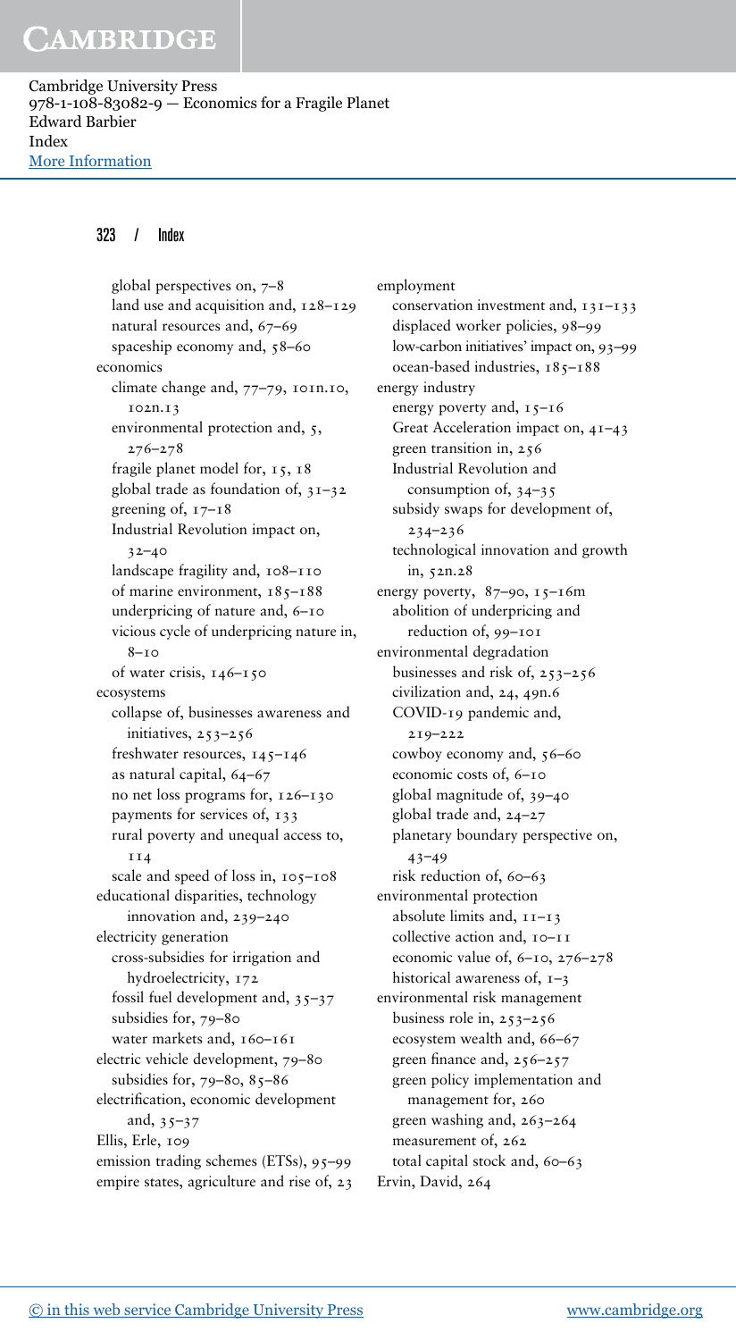global perspectives on, 7–8
 land use and acquisition and, 128–129
 natural resources and, 67–69
 spaceship economy and, 58–60

economics
 climate change and, 77–79, 101n.10, 102n.13
 environmental protection and, 5, 276–278
 fragile planet model for, 15, 18
 global trade as foundation of, 31–32
 greening of, 17–18
 Industrial Revolution impact on, 32–40
 landscape fragility and, 108–110
 of marine environment, 185–188
 underpricing of nature and, 6–10
 vicious cycle of underpricing nature in, 8–10
 of water crisis, 146–150

ecosystems
 collapse of, businesses awareness and initiatives, 253–256
 freshwater resources, 145–146
 as natural capital, 64–67
 no net loss programs for, 126–130
 payments for services of, 133
 rural poverty and unequal access to, 114
 scale and speed of loss in, 105–108

educational disparities, technology innovation and, 239–240

electricity generation
 cross-subsidies for irrigation and hydroelectricity, 172
 fossil fuel development and, 35–37
 subsidies for, 79–80
 water markets and, 160–161

electric vehicle development, 79–80
 subsidies for, 79–80, 85–86

electrification, economic development and, 35–37

Ellis, Erle, 109

emission trading schemes (ETSs), 95–99

empire states, agriculture and rise of, 23

employment
 conservation investment and, 131–133
 displaced worker policies, 98–99
 low-carbon initiatives' impact on, 93–99
 ocean-based industries, 185–188

energy industry
 energy poverty and, 15–16
 Great Acceleration impact on, 41–43
 green transition in, 256
 Industrial Revolution and consumption of, 34–35
 subsidy swaps for development of, 234–236
 technological innovation and growth in, 52n.28

energy poverty, 87–90, 15–16m
 abolition of underpricing and reduction of, 99–101

environmental degradation
 businesses and risk of, 253–256
 civilization and, 24, 49n.6
 COVID-19 pandemic and, 219–222
 cowboy economy and, 56–60
 economic costs of, 6–10
 global magnitude of, 39–40
 global trade and, 24–27
 planetary boundary perspective on, 43–49
 risk reduction of, 60–63

environmental protection
 absolute limits and, 11–13
 collective action and, 10–11
 economic value of, 6–10, 276–278
 historical awareness of, 1–3

environmental risk management
 business role in, 253–256
 ecosystem wealth and, 66–67
 green finance and, 256–257
 green policy implementation and management for, 260
 green washing and, 263–264
 measurement of, 262
 total capital stock and, 60–63

Ervin, David, 264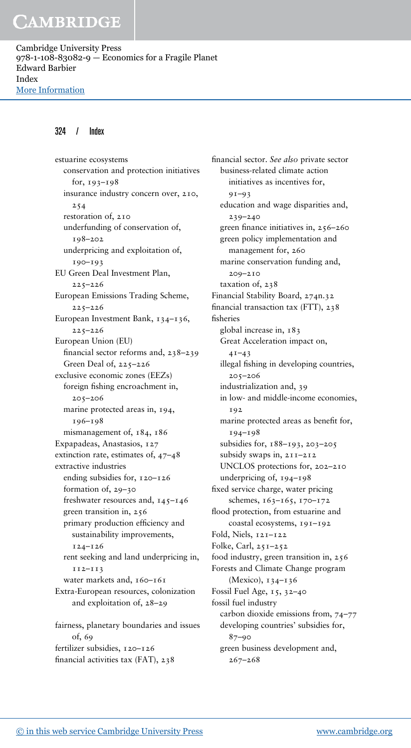estuarine ecosystems
  conservation and protection initiatives for, 193–198
  insurance industry concern over, 210, 254
  restoration of, 210
  underfunding of conservation of, 198–202
  underpricing and exploitation of, 190–193
EU Green Deal Investment Plan, 225–226
European Emissions Trading Scheme, 225–226
European Investment Bank, 134–136, 225–226
European Union (EU)
  financial sector reforms and, 238–239
  Green Deal of, 225–226
exclusive economic zones (EEZs)
  foreign fishing encroachment in, 205–206
  marine protected areas in, 194, 196–198
  mismanagement of, 184, 186
Expapadeas, Anastasios, 127
extinction rate, estimates of, 47–48
extractive industries
  ending subsidies for, 120–126
  formation of, 29–30
  freshwater resources and, 145–146
  green transition in, 256
  primary production efficiency and sustainability improvements, 124–126
  rent seeking and land underpricing in, 112–113
  water markets and, 160–161
Extra-European resources, colonization and exploitation of, 28–29

fairness, planetary boundaries and issues of, 69
fertilizer subsidies, 120–126
financial activities tax (FAT), 238
financial sector. *See also* private sector
  business-related climate action initiatives as incentives for, 91–93
  education and wage disparities and, 239–240
  green finance initiatives in, 256–260
  green policy implementation and management for, 260
  marine conservation funding and, 209–210
  taxation of, 238
Financial Stability Board, 274n.32
financial transaction tax (FTT), 238
fisheries
  global increase in, 183
  Great Acceleration impact on, 41–43
  illegal fishing in developing countries, 205–206
  industrialization and, 39
  in low- and middle-income economies, 192
  marine protected areas as benefit for, 194–198
  subsidies for, 188–193, 203–205
  subsidy swaps in, 211–212
  UNCLOS protections for, 202–210
  underpricing of, 194–198
fixed service charge, water pricing schemes, 163–165, 170–172
flood protection, from estuarine and coastal ecosystems, 191–192
Fold, Niels, 121–122
Folke, Carl, 251–252
food industry, green transition in, 256
Forests and Climate Change program (Mexico), 134–136
Fossil Fuel Age, 15, 32–40
fossil fuel industry
  carbon dioxide emissions from, 74–77
  developing countries' subsidies for, 87–90
  green business development and, 267–268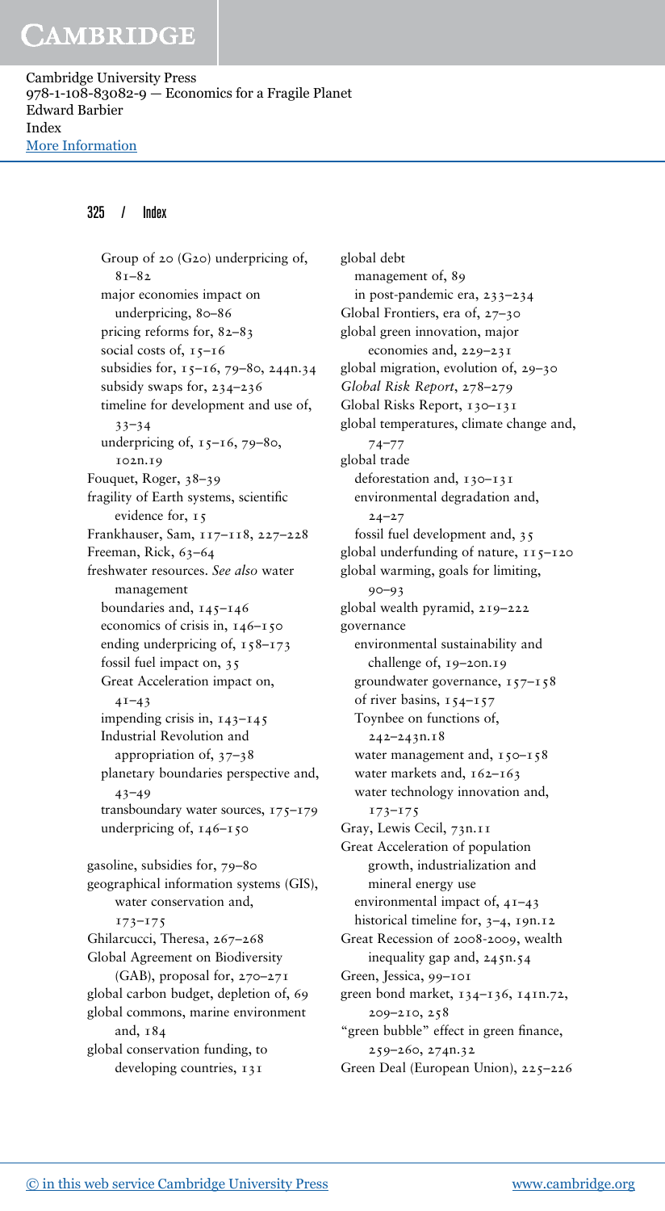Group of 20 (G20) underpricing of, 81–82
major economies impact on underpricing, 80–86
pricing reforms for, 82–83
social costs of, 15–16
subsidies for, 15–16, 79–80, 244n.34
subsidy swaps for, 234–236
timeline for development and use of, 33–34
underpricing of, 15–16, 79–80, 102n.19

Fouquet, Roger, 38–39
fragility of Earth systems, scientific evidence for, 15
Frankhauser, Sam, 117–118, 227–228
Freeman, Rick, 63–64
freshwater resources. *See also* water management
boundaries and, 145–146
economics of crisis in, 146–150
ending underpricing of, 158–173
fossil fuel impact on, 35
Great Acceleration impact on, 41–43
impending crisis in, 143–145
Industrial Revolution and appropriation of, 37–38
planetary boundaries perspective and, 43–49
transboundary water sources, 175–179
underpricing of, 146–150

gasoline, subsidies for, 79–80
geographical information systems (GIS), water conservation and, 173–175
Ghilarcucci, Theresa, 267–268
Global Agreement on Biodiversity (GAB), proposal for, 270–271
global carbon budget, depletion of, 69
global commons, marine environment and, 184
global conservation funding, to developing countries, 131
global debt
management of, 89
in post-pandemic era, 233–234
Global Frontiers, era of, 27–30
global green innovation, major economies and, 229–231
global migration, evolution of, 29–30
*Global Risk Report*, 278–279
Global Risks Report, 130–131
global temperatures, climate change and, 74–77
global trade
deforestation and, 130–131
environmental degradation and, 24–27
fossil fuel development and, 35
global underfunding of nature, 115–120
global warming, goals for limiting, 90–93
global wealth pyramid, 219–222
governance
environmental sustainability and challenge of, 19–20n.19
groundwater governance, 157–158
of river basins, 154–157
Toynbee on functions of, 242–243n.18
water management and, 150–158
water markets and, 162–163
water technology innovation and, 173–175
Gray, Lewis Cecil, 73n.11
Great Acceleration of population growth, industrialization and mineral energy use
environmental impact of, 41–43
historical timeline for, 3–4, 19n.12
Great Recession of 2008-2009, wealth inequality gap and, 245n.54
Green, Jessica, 99–101
green bond market, 134–136, 141n.72, 209–210, 258
"green bubble" effect in green finance, 259–260, 274n.32
Green Deal (European Union), 225–226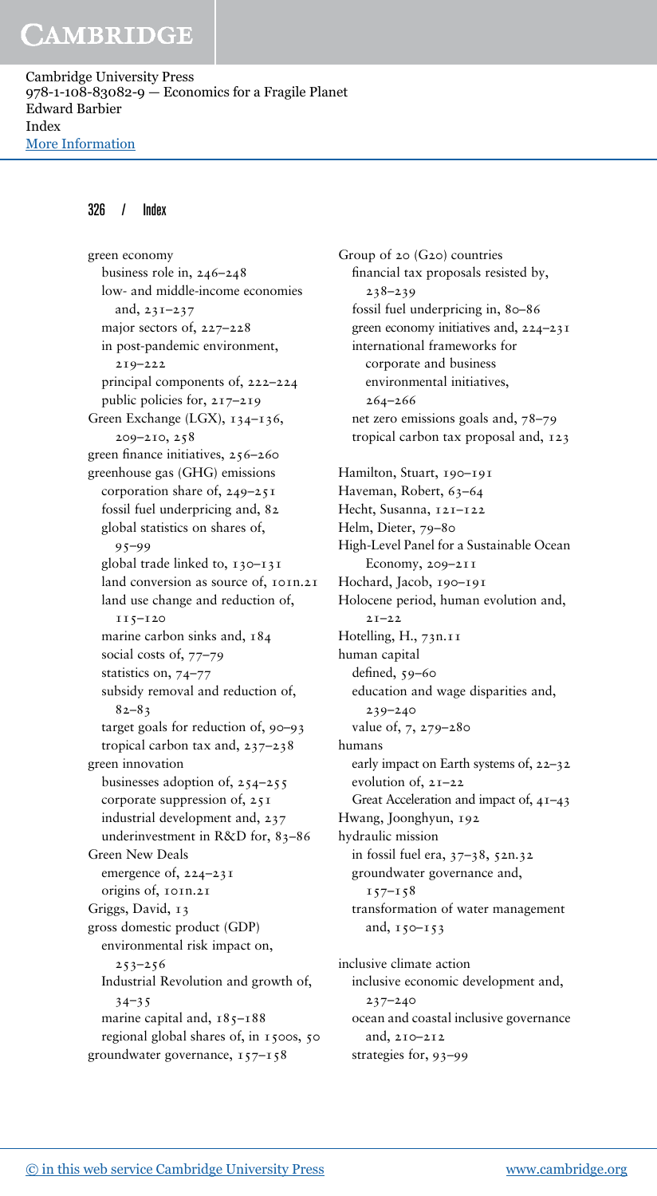green economy
  business role in, 246–248
  low- and middle-income economies and, 231–237
  major sectors of, 227–228
  in post-pandemic environment, 219–222
  principal components of, 222–224
  public policies for, 217–219
Green Exchange (LGX), 134–136, 209–210, 258
green finance initiatives, 256–260
greenhouse gas (GHG) emissions
  corporation share of, 249–251
  fossil fuel underpricing and, 82
  global statistics on shares of, 95–99
  global trade linked to, 130–131
  land conversion as source of, 101n.21
  land use change and reduction of, 115–120
  marine carbon sinks and, 184
  social costs of, 77–79
  statistics on, 74–77
  subsidy removal and reduction of, 82–83
  target goals for reduction of, 90–93
  tropical carbon tax and, 237–238
green innovation
  businesses adoption of, 254–255
  corporate suppression of, 251
  industrial development and, 237
  underinvestment in R&D for, 83–86
Green New Deals
  emergence of, 224–231
  origins of, 101n.21
Griggs, David, 13
gross domestic product (GDP)
  environmental risk impact on, 253–256
  Industrial Revolution and growth of, 34–35
  marine capital and, 185–188
  regional global shares of, in 1500s, 50
groundwater governance, 157–158

Group of 20 (G20) countries
  financial tax proposals resisted by, 238–239
  fossil fuel underpricing in, 80–86
  green economy initiatives and, 224–231
  international frameworks for corporate and business environmental initiatives, 264–266
  net zero emissions goals and, 78–79
  tropical carbon tax proposal and, 123

Hamilton, Stuart, 190–191
Haveman, Robert, 63–64
Hecht, Susanna, 121–122
Helm, Dieter, 79–80
High-Level Panel for a Sustainable Ocean Economy, 209–211
Hochard, Jacob, 190–191
Holocene period, human evolution and, 21–22
Hotelling, H., 73n.11
human capital
  defined, 59–60
  education and wage disparities and, 239–240
  value of, 7, 279–280
humans
  early impact on Earth systems of, 22–32
  evolution of, 21–22
  Great Acceleration and impact of, 41–43
Hwang, Joonghyun, 192
hydraulic mission
  in fossil fuel era, 37–38, 52n.32
  groundwater governance and, 157–158
  transformation of water management and, 150–153

inclusive climate action
  inclusive economic development and, 237–240
  ocean and coastal inclusive governance and, 210–212
  strategies for, 93–99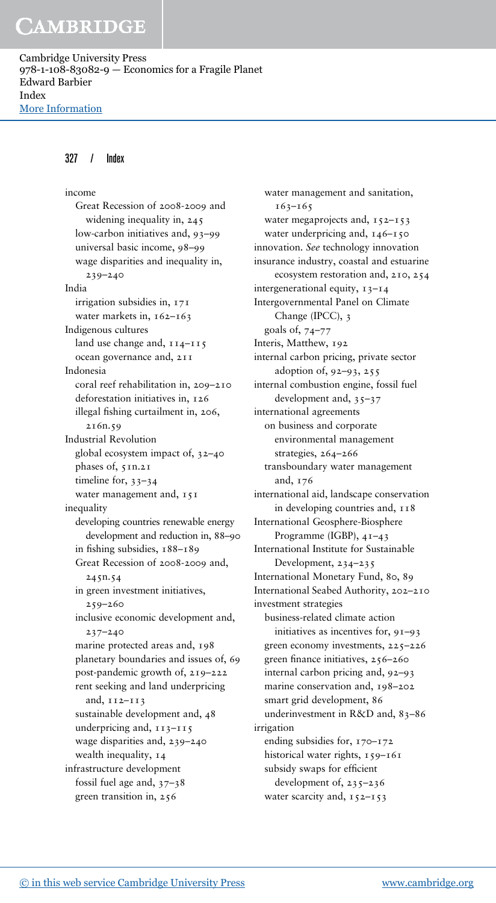income
  Great Recession of 2008-2009 and widening inequality in, 245
  low-carbon initiatives and, 93–99
  universal basic income, 98–99
  wage disparities and inequality in, 239–240
India
  irrigation subsidies in, 171
  water markets in, 162–163
Indigenous cultures
  land use change and, 114–115
  ocean governance and, 211
Indonesia
  coral reef rehabilitation in, 209–210
  deforestation initiatives in, 126
  illegal fishing curtailment in, 206, 216n.59
Industrial Revolution
  global ecosystem impact of, 32–40
  phases of, 51n.21
  timeline for, 33–34
  water management and, 151
inequality
  developing countries renewable energy development and reduction in, 88–90
  in fishing subsidies, 188–189
  Great Recession of 2008-2009 and, 245n.54
  in green investment initiatives, 259–260
  inclusive economic development and, 237–240
  marine protected areas and, 198
  planetary boundaries and issues of, 69
  post-pandemic growth of, 219–222
  rent seeking and land underpricing and, 112–113
  sustainable development and, 48
  underpricing and, 113–115
  wage disparities and, 239–240
  wealth inequality, 14
infrastructure development
  fossil fuel age and, 37–38
  green transition in, 256
  water management and sanitation, 163–165
  water megaprojects and, 152–153
  water underpricing and, 146–150
innovation. *See* technology innovation
insurance industry, coastal and estuarine ecosystem restoration and, 210, 254
intergenerational equity, 13–14
Intergovernmental Panel on Climate Change (IPCC), 3
  goals of, 74–77
Interis, Matthew, 192
internal carbon pricing, private sector adoption of, 92–93, 255
internal combustion engine, fossil fuel development and, 35–37
international agreements
  on business and corporate environmental management strategies, 264–266
  transboundary water management and, 176
international aid, landscape conservation in developing countries and, 118
International Geosphere-Biosphere Programme (IGBP), 41–43
International Institute for Sustainable Development, 234–235
International Monetary Fund, 80, 89
International Seabed Authority, 202–210
investment strategies
  business-related climate action initiatives as incentives for, 91–93
  green economy investments, 225–226
  green finance initiatives, 256–260
  internal carbon pricing and, 92–93
  marine conservation and, 198–202
  smart grid development, 86
  underinvestment in R&D and, 83–86
irrigation
  ending subsidies for, 170–172
  historical water rights, 159–161
  subsidy swaps for efficient development of, 235–236
  water scarcity and, 152–153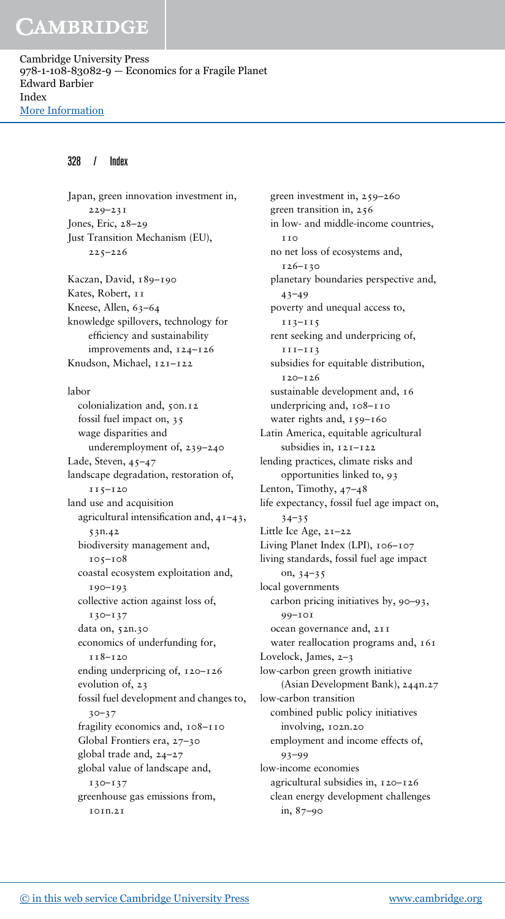Japan, green innovation investment in, 229–231
Jones, Eric, 28–29
Just Transition Mechanism (EU), 225–226

Kaczan, David, 189–190
Kates, Robert, 11
Kneese, Allen, 63–64
knowledge spillovers, technology for efficiency and sustainability improvements and, 124–126
Knudson, Michael, 121–122

labor
- colonialization and, 50n.12
- fossil fuel impact on, 35
- wage disparities and underemployment of, 239–240

Lade, Steven, 45–47
landscape degradation, restoration of, 115–120
land use and acquisition
- agricultural intensification and, 41–43, 53n.42
- biodiversity management and, 105–108
- coastal ecosystem exploitation and, 190–193
- collective action against loss of, 130–137
- data on, 52n.30
- economics of underfunding for, 118–120
- ending underpricing of, 120–126
- evolution of, 23
- fossil fuel development and changes to, 30–37
- fragility economics and, 108–110
- Global Frontiers era, 27–30
- global trade and, 24–27
- global value of landscape and, 130–137
- greenhouse gas emissions from, 101n.21
- green investment in, 259–260
- green transition in, 256
- in low- and middle-income countries, 110
- no net loss of ecosystems and, 126–130
- planetary boundaries perspective and, 43–49
- poverty and unequal access to, 113–115
- rent seeking and underpricing of, 111–113
- subsidies for equitable distribution, 120–126
- sustainable development and, 16
- underpricing and, 108–110
- water rights and, 159–160

Latin America, equitable agricultural subsidies in, 121–122
lending practices, climate risks and opportunities linked to, 93
Lenton, Timothy, 47–48
life expectancy, fossil fuel age impact on, 34–35
Little Ice Age, 21–22
Living Planet Index (LPI), 106–107
living standards, fossil fuel age impact on, 34–35
local governments
- carbon pricing initiatives by, 90–93, 99–101
- ocean governance and, 211
- water reallocation programs and, 161

Lovelock, James, 2–3
low-carbon green growth initiative (Asian Development Bank), 244n.27
low-carbon transition
- combined public policy initiatives involving, 102n.20
- employment and income effects of, 93–99

low-income economies
- agricultural subsidies in, 120–126
- clean energy development challenges in, 87–90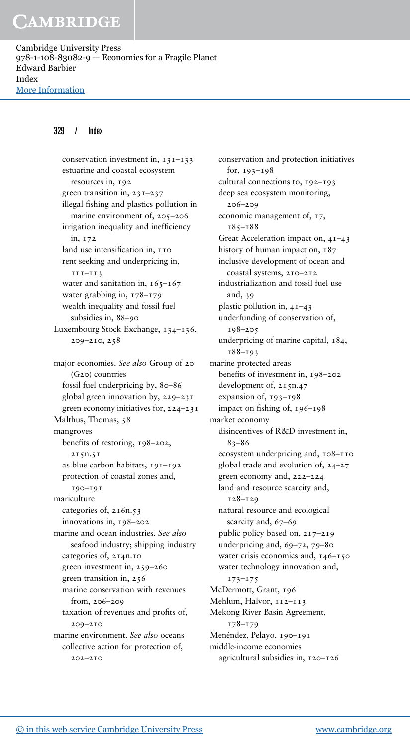conservation investment in, 131–133
  estuarine and coastal ecosystem resources in, 192
  green transition in, 231–237
  illegal fishing and plastics pollution in marine environment of, 205–206
  irrigation inequality and inefficiency in, 172
  land use intensification in, 110
  rent seeking and underpricing in, 111–113
  water and sanitation in, 165–167
  water grabbing in, 178–179
  wealth inequality and fossil fuel subsidies in, 88–90

Luxembourg Stock Exchange, 134–136, 209–210, 258

major economies. *See also* Group of 20 (G20) countries
  fossil fuel underpricing by, 80–86
  global green innovation by, 229–231
  green economy initiatives for, 224–231

Malthus, Thomas, 58

mangroves
  benefits of restoring, 198–202, 215n.51
  as blue carbon habitats, 191–192
  protection of coastal zones and, 190–191

mariculture
  categories of, 216n.53
  innovations in, 198–202

marine and ocean industries. *See also* seafood industry; shipping industry
  categories of, 214n.10
  green investment in, 259–260
  green transition in, 256
  marine conservation with revenues from, 206–209
  taxation of revenues and profits of, 209–210

marine environment. *See also* oceans
  collective action for protection of, 202–210
  conservation and protection initiatives for, 193–198
  cultural connections to, 192–193
  deep sea ecosystem monitoring, 206–209
  economic management of, 17, 185–188
  Great Acceleration impact on, 41–43
  history of human impact on, 187
  inclusive development of ocean and coastal systems, 210–212
  industrialization and fossil fuel use and, 39
  plastic pollution in, 41–43
  underfunding of conservation of, 198–205
  underpricing of marine capital, 184, 188–193

marine protected areas
  benefits of investment in, 198–202
  development of, 215n.47
  expansion of, 193–198
  impact on fishing of, 196–198

market economy
  disincentives of R&D investment in, 83–86
  ecosystem underpricing and, 108–110
  global trade and evolution of, 24–27
  green economy and, 222–224
  land and resource scarcity and, 128–129
  natural resource and ecological scarcity and, 67–69
  public policy based on, 217–219
  underpricing and, 69–72, 79–80
  water crisis economics and, 146–150
  water technology innovation and, 173–175

McDermott, Grant, 196

Mehlum, Halvor, 112–113

Mekong River Basin Agreement, 178–179

Menéndez, Pelayo, 190–191

middle-income economies
  agricultural subsidies in, 120–126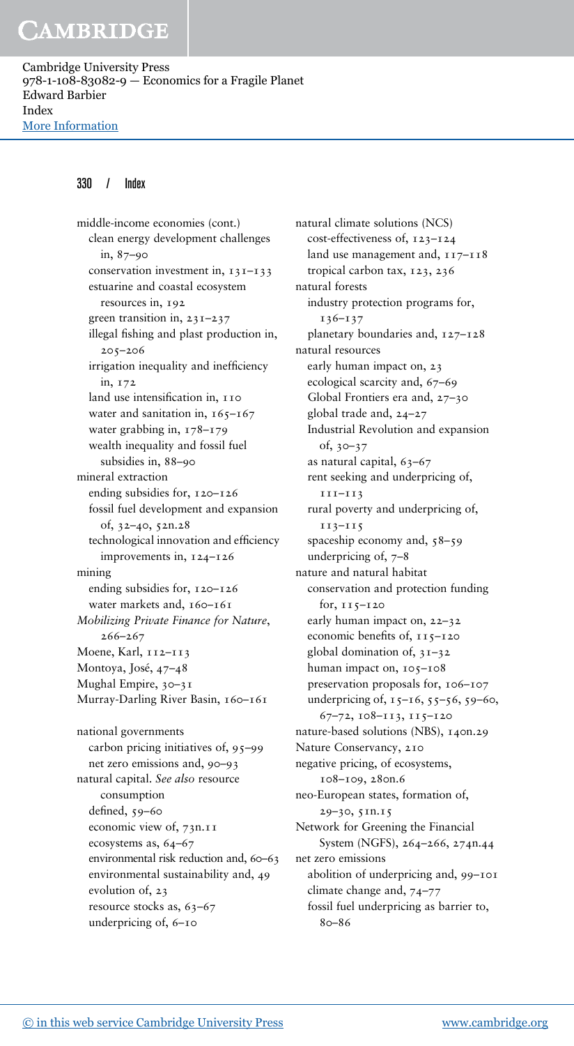middle-income economies (cont.)
  clean energy development challenges in, 87–90
  conservation investment in, 131–133
  estuarine and coastal ecosystem resources in, 192
  green transition in, 231–237
  illegal fishing and plast production in, 205–206
  irrigation inequality and inefficiency in, 172
  land use intensification in, 110
  water and sanitation in, 165–167
  water grabbing in, 178–179
  wealth inequality and fossil fuel subsidies in, 88–90
mineral extraction
  ending subsidies for, 120–126
  fossil fuel development and expansion of, 32–40, 52n.28
  technological innovation and efficiency improvements in, 124–126
mining
  ending subsidies for, 120–126
  water markets and, 160–161
*Mobilizing Private Finance for Nature*, 266–267
Moene, Karl, 112–113
Montoya, José, 47–48
Mughal Empire, 30–31
Murray-Darling River Basin, 160–161

national governments
  carbon pricing initiatives of, 95–99
  net zero emissions and, 90–93
natural capital. *See also* resource consumption
  defined, 59–60
  economic view of, 73n.11
  ecosystems as, 64–67
  environmental risk reduction and, 60–63
  environmental sustainability and, 49
  evolution of, 23
  resource stocks as, 63–67
  underpricing of, 6–10
natural climate solutions (NCS)
  cost-effectiveness of, 123–124
  land use management and, 117–118
  tropical carbon tax, 123, 236
natural forests
  industry protection programs for, 136–137
  planetary boundaries and, 127–128
natural resources
  early human impact on, 23
  ecological scarcity and, 67–69
  Global Frontiers era and, 27–30
  global trade and, 24–27
  Industrial Revolution and expansion of, 30–37
  as natural capital, 63–67
  rent seeking and underpricing of, 111–113
  rural poverty and underpricing of, 113–115
  spaceship economy and, 58–59
  underpricing of, 7–8
nature and natural habitat
  conservation and protection funding for, 115–120
  early human impact on, 22–32
  economic benefits of, 115–120
  global domination of, 31–32
  human impact on, 105–108
  preservation proposals for, 106–107
  underpricing of, 15–16, 55–56, 59–60, 67–72, 108–113, 115–120
nature-based solutions (NBS), 140n.29
Nature Conservancy, 210
negative pricing, of ecosystems, 108–109, 280n.6
neo-European states, formation of, 29–30, 51n.15
Network for Greening the Financial System (NGFS), 264–266, 274n.44
net zero emissions
  abolition of underpricing and, 99–101
  climate change and, 74–77
  fossil fuel underpricing as barrier to, 80–86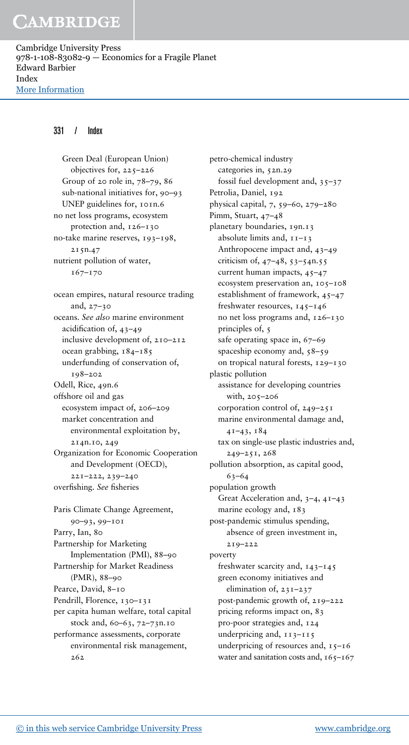Green Deal (European Union)
  objectives for, 225–226
  Group of 20 role in, 78–79, 86
  sub-national initiatives for, 90–93
  UNEP guidelines for, 101n.6
no net loss programs, ecosystem protection and, 126–130
no-take marine reserves, 193–198, 215n.47
nutrient pollution of water, 167–170

ocean empires, natural resource trading and, 27–30
oceans. *See also* marine environment
  acidification of, 43–49
  inclusive development of, 210–212
  ocean grabbing, 184–185
  underfunding of conservation of, 198–202
Odell, Rice, 49n.6
offshore oil and gas
  ecosystem impact of, 206–209
  market concentration and environmental exploitation by, 214n.10, 249
Organization for Economic Cooperation and Development (OECD), 221–222, 239–240
overfishing. *See* fisheries

Paris Climate Change Agreement, 90–93, 99–101
Parry, Ian, 80
Partnership for Marketing Implementation (PMI), 88–90
Partnership for Market Readiness (PMR), 88–90
Pearce, David, 8–10
Pendrill, Florence, 130–131
per capita human welfare, total capital stock and, 60–63, 72–73n.10
performance assessments, corporate environmental risk management, 262

petro-chemical industry
  categories in, 52n.29
  fossil fuel development and, 35–37
Petrolia, Daniel, 192
physical capital, 7, 59–60, 279–280
Pimm, Stuart, 47–48
planetary boundaries, 19n.13
  absolute limits and, 11–13
  Anthropocene impact and, 43–49
  criticism of, 47–48, 53–54n.55
  current human impacts, 45–47
  ecosystem preservation an, 105–108
  establishment of framework, 45–47
  freshwater resources, 145–146
  no net loss programs and, 126–130
  principles of, 5
  safe operating space in, 67–69
  spaceship economy and, 58–59
  on tropical natural forests, 129–130
plastic pollution
  assistance for developing countries with, 205–206
  corporation control of, 249–251
  marine environmental damage and, 41–43, 184
  tax on single-use plastic industries and, 249–251, 268
pollution absorption, as capital good, 63–64
population growth
  Great Acceleration and, 3–4, 41–43
  marine ecology and, 183
post-pandemic stimulus spending, absence of green investment in, 219–222
poverty
  freshwater scarcity and, 143–145
  green economy initiatives and elimination of, 231–237
  post-pandemic growth of, 219–222
  pricing reforms impact on, 83
  pro-poor strategies and, 124
  underpricing and, 113–115
  underpricing of resources and, 15–16
  water and sanitation costs and, 165–167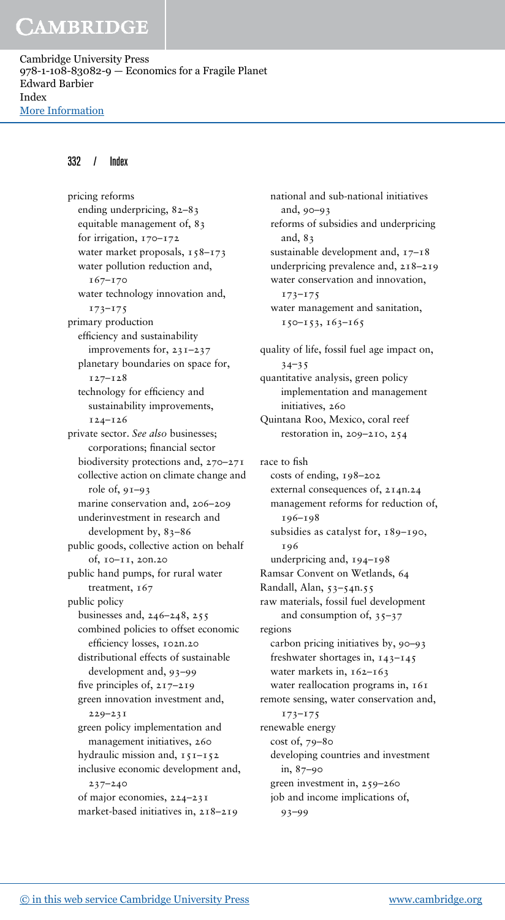pricing reforms
- ending underpricing, 82–83
- equitable management of, 83
- for irrigation, 170–172
- water market proposals, 158–173
- water pollution reduction and, 167–170
- water technology innovation and, 173–175

primary production
- efficiency and sustainability improvements for, 231–237
- planetary boundaries on space for, 127–128
- technology for efficiency and sustainability improvements, 124–126

private sector. *See also* businesses; corporations; financial sector
- biodiversity protections and, 270–271
- collective action on climate change and role of, 91–93
- marine conservation and, 206–209
- underinvestment in research and development by, 83–86

public goods, collective action on behalf of, 10–11, 20n.20

public hand pumps, for rural water treatment, 167

public policy
- businesses and, 246–248, 255
- combined policies to offset economic efficiency losses, 102n.20
- distributional effects of sustainable development and, 93–99
- five principles of, 217–219
- green innovation investment and, 229–231
- green policy implementation and management initiatives, 260
- hydraulic mission and, 151–152
- inclusive economic development and, 237–240
- of major economies, 224–231
- market-based initiatives in, 218–219
- national and sub-national initiatives and, 90–93
- reforms of subsidies and underpricing and, 83
- sustainable development and, 17–18
- underpricing prevalence and, 218–219
- water conservation and innovation, 173–175
- water management and sanitation, 150–153, 163–165

quality of life, fossil fuel age impact on, 34–35

quantitative analysis, green policy implementation and management initiatives, 260

Quintana Roo, Mexico, coral reef restoration in, 209–210, 254

race to fish
- costs of ending, 198–202
- external consequences of, 214n.24
- management reforms for reduction of, 196–198
- subsidies as catalyst for, 189–190, 196
- underpricing and, 194–198

Ramsar Convent on Wetlands, 64

Randall, Alan, 53–54n.55

raw materials, fossil fuel development and consumption of, 35–37

regions
- carbon pricing initiatives by, 90–93
- freshwater shortages in, 143–145
- water markets in, 162–163
- water reallocation programs in, 161

remote sensing, water conservation and, 173–175

renewable energy
- cost of, 79–80
- developing countries and investment in, 87–90
- green investment in, 259–260
- job and income implications of, 93–99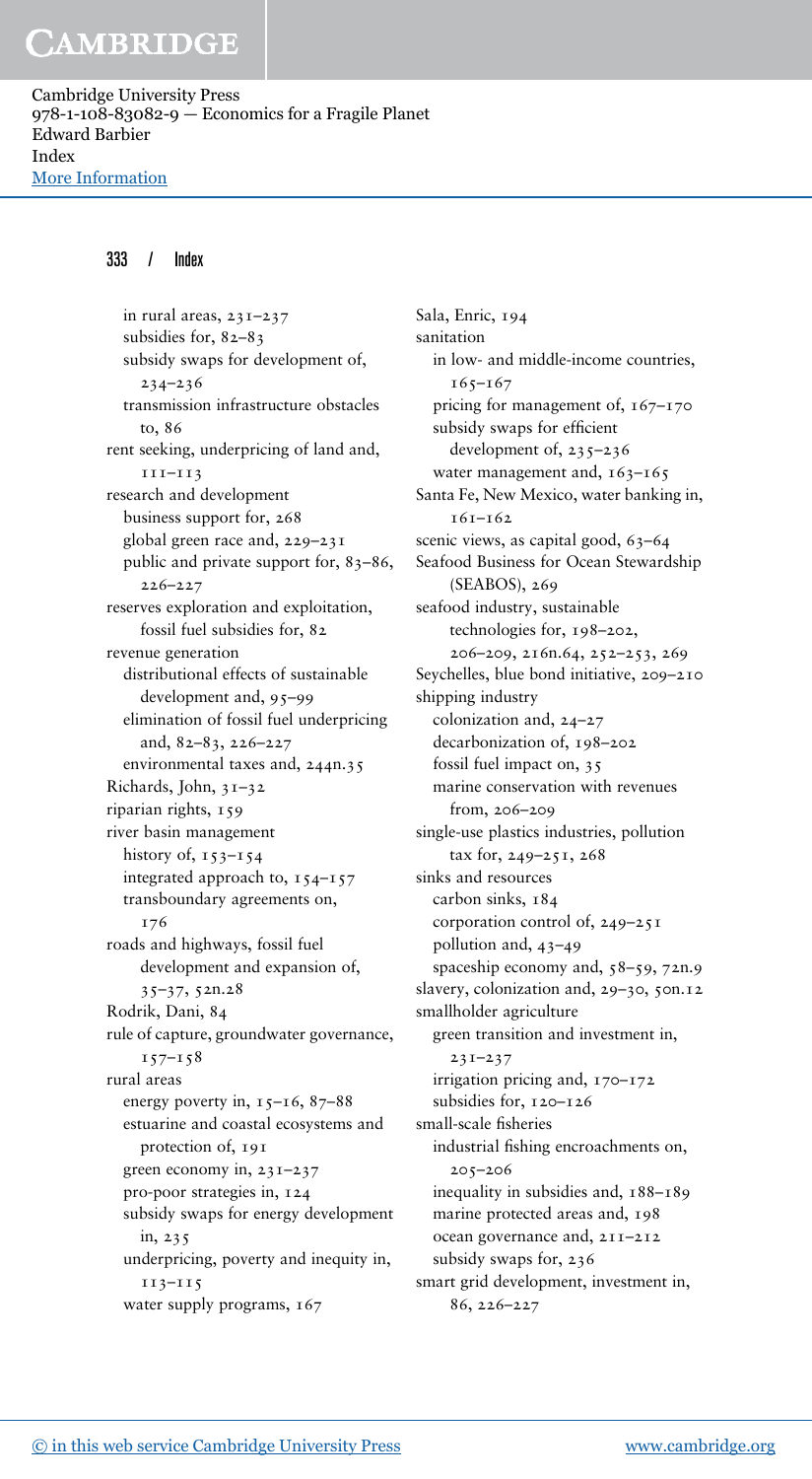in rural areas, 231–237
subsidies for, 82–83
subsidy swaps for development of, 234–236
transmission infrastructure obstacles to, 86

rent seeking, underpricing of land and, 111–113

research and development
- business support for, 268
- global green race and, 229–231
- public and private support for, 83–86, 226–227

reserves exploration and exploitation, fossil fuel subsidies for, 82

revenue generation
- distributional effects of sustainable development and, 95–99
- elimination of fossil fuel underpricing and, 82–83, 226–227
- environmental taxes and, 244n.35

Richards, John, 31–32

riparian rights, 159

river basin management
- history of, 153–154
- integrated approach to, 154–157
- transboundary agreements on, 176

roads and highways, fossil fuel development and expansion of, 35–37, 52n.28

Rodrik, Dani, 84

rule of capture, groundwater governance, 157–158

rural areas
- energy poverty in, 15–16, 87–88
- estuarine and coastal ecosystems and protection of, 191
- green economy in, 231–237
- pro-poor strategies in, 124
- subsidy swaps for energy development in, 235
- underpricing, poverty and inequity in, 113–115
- water supply programs, 167

Sala, Enric, 194

sanitation
- in low- and middle-income countries, 165–167
- pricing for management of, 167–170
- subsidy swaps for efficient development of, 235–236
- water management and, 163–165

Santa Fe, New Mexico, water banking in, 161–162

scenic views, as capital good, 63–64

Seafood Business for Ocean Stewardship (SEABOS), 269

seafood industry, sustainable technologies for, 198–202, 206–209, 216n.64, 252–253, 269

Seychelles, blue bond initiative, 209–210

shipping industry
- colonization and, 24–27
- decarbonization of, 198–202
- fossil fuel impact on, 35
- marine conservation with revenues from, 206–209

single-use plastics industries, pollution tax for, 249–251, 268

sinks and resources
- carbon sinks, 184
- corporation control of, 249–251
- pollution and, 43–49
- spaceship economy and, 58–59, 72n.9

slavery, colonization and, 29–30, 50n.12

smallholder agriculture
- green transition and investment in, 231–237
- irrigation pricing and, 170–172
- subsidies for, 120–126

small-scale fisheries
- industrial fishing encroachments on, 205–206
- inequality in subsidies and, 188–189
- marine protected areas and, 198
- ocean governance and, 211–212
- subsidy swaps for, 236

smart grid development, investment in, 86, 226–227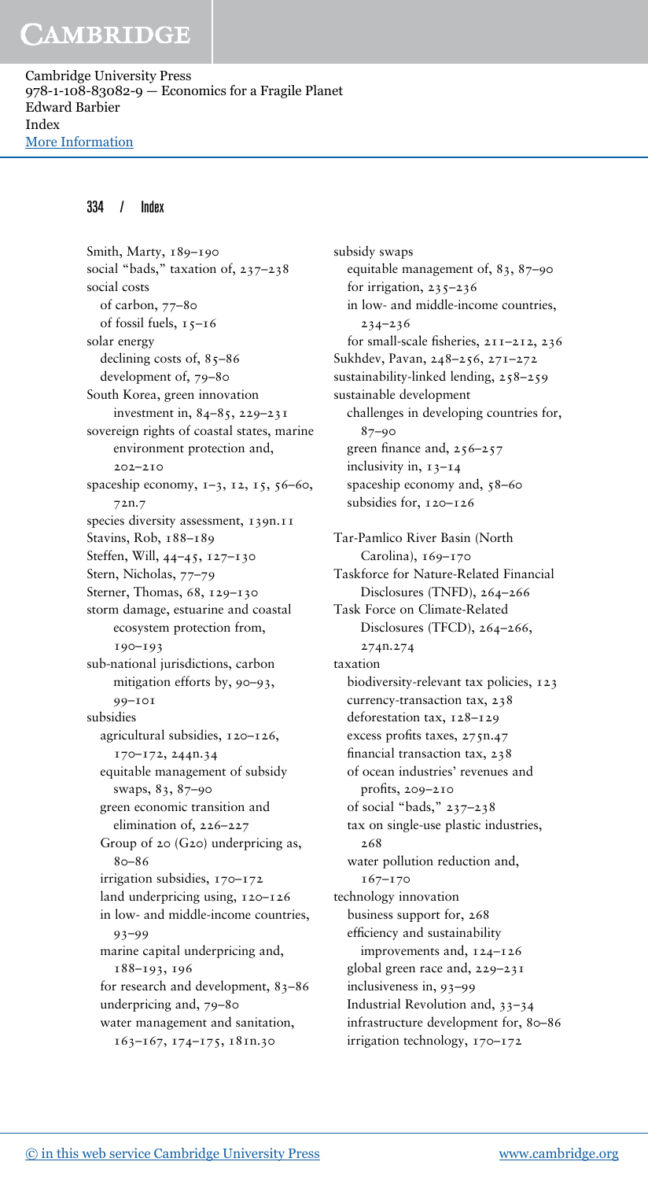Smith, Marty, 189–190
social "bads," taxation of, 237–238
social costs
  of carbon, 77–80
  of fossil fuels, 15–16
solar energy
  declining costs of, 85–86
  development of, 79–80
South Korea, green innovation investment in, 84–85, 229–231
sovereign rights of coastal states, marine environment protection and, 202–210
spaceship economy, 1–3, 12, 15, 56–60, 72n.7
species diversity assessment, 139n.11
Stavins, Rob, 188–189
Steffen, Will, 44–45, 127–130
Stern, Nicholas, 77–79
Sterner, Thomas, 68, 129–130
storm damage, estuarine and coastal ecosystem protection from, 190–193
sub-national jurisdictions, carbon mitigation efforts by, 90–93, 99–101
subsidies
  agricultural subsidies, 120–126, 170–172, 244n.34
  equitable management of subsidy swaps, 83, 87–90
  green economic transition and elimination of, 226–227
  Group of 20 (G20) underpricing as, 80–86
  irrigation subsidies, 170–172
  land underpricing using, 120–126
  in low- and middle-income countries, 93–99
  marine capital underpricing and, 188–193, 196
  for research and development, 83–86
  underpricing and, 79–80
  water management and sanitation, 163–167, 174–175, 181n.30
subsidy swaps
  equitable management of, 83, 87–90
  for irrigation, 235–236
  in low- and middle-income countries, 234–236
  for small-scale fisheries, 211–212, 236
Sukhdev, Pavan, 248–256, 271–272
sustainability-linked lending, 258–259
sustainable development
  challenges in developing countries for, 87–90
  green finance and, 256–257
  inclusivity in, 13–14
  spaceship economy and, 58–60
  subsidies for, 120–126

Tar-Pamlico River Basin (North Carolina), 169–170
Taskforce for Nature-Related Financial Disclosures (TNFD), 264–266
Task Force on Climate-Related Disclosures (TFCD), 264–266, 274n.274
taxation
  biodiversity-relevant tax policies, 123
  currency-transaction tax, 238
  deforestation tax, 128–129
  excess profits taxes, 275n.47
  financial transaction tax, 238
  of ocean industries' revenues and profits, 209–210
  of social "bads," 237–238
  tax on single-use plastic industries, 268
  water pollution reduction and, 167–170
technology innovation
  business support for, 268
  efficiency and sustainability improvements and, 124–126
  global green race and, 229–231
  inclusiveness in, 93–99
  Industrial Revolution and, 33–34
  infrastructure development for, 80–86
  irrigation technology, 170–172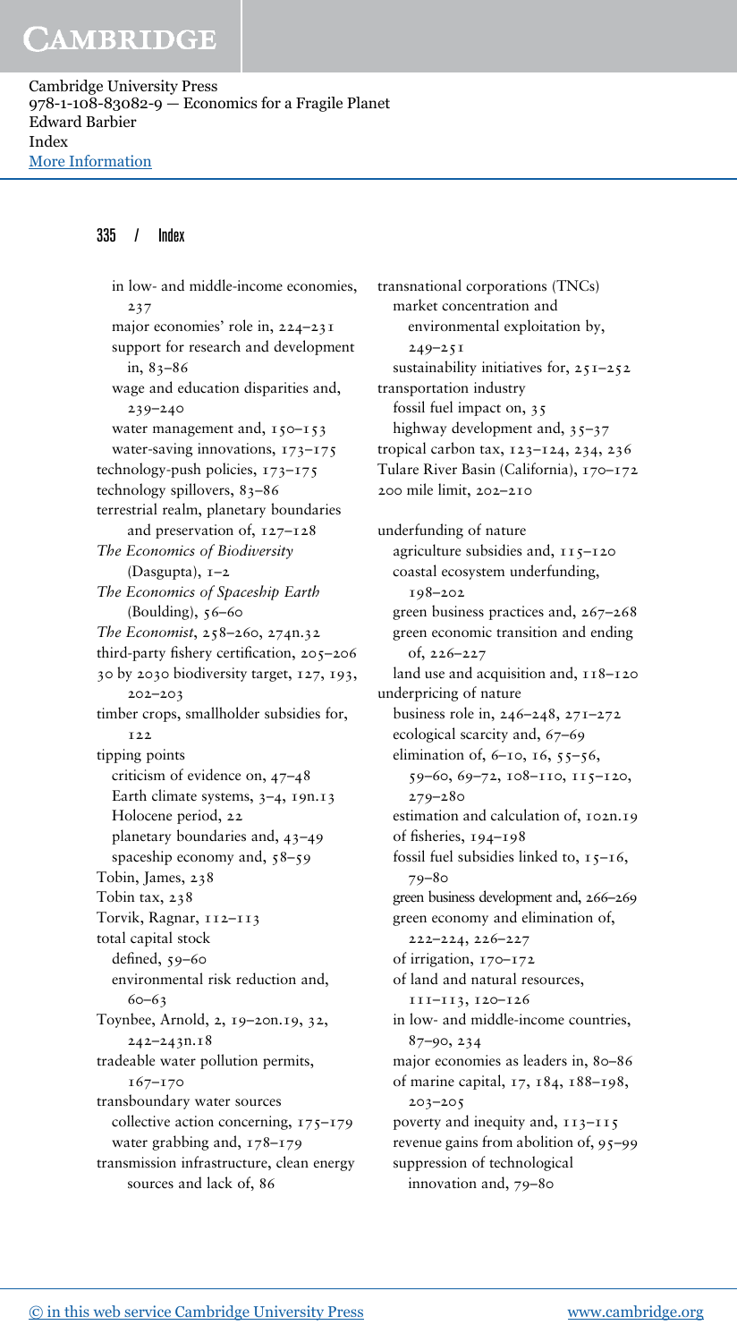in low- and middle-income economies, 237
major economies' role in, 224–231
support for research and development in, 83–86
wage and education disparities and, 239–240
water management and, 150–153
water-saving innovations, 173–175

technology-push policies, 173–175
technology spillovers, 83–86
terrestrial realm, planetary boundaries and preservation of, 127–128
*The Economics of Biodiversity* (Dasgupta), 1–2
*The Economics of Spaceship Earth* (Boulding), 56–60
*The Economist*, 258–260, 274n.32
third-party fishery certification, 205–206
30 by 2030 biodiversity target, 127, 193, 202–203
timber crops, smallholder subsidies for, 122
tipping points
criticism of evidence on, 47–48
Earth climate systems, 3–4, 19n.13
Holocene period, 22
planetary boundaries and, 43–49
spaceship economy and, 58–59
Tobin, James, 238
Tobin tax, 238
Torvik, Ragnar, 112–113
total capital stock
defined, 59–60
environmental risk reduction and, 60–63
Toynbee, Arnold, 2, 19–20n.19, 32, 242–243n.18
tradeable water pollution permits, 167–170
transboundary water sources
collective action concerning, 175–179
water grabbing and, 178–179
transmission infrastructure, clean energy sources and lack of, 86
transnational corporations (TNCs)
market concentration and environmental exploitation by, 249–251
sustainability initiatives for, 251–252
transportation industry
fossil fuel impact on, 35
highway development and, 35–37
tropical carbon tax, 123–124, 234, 236
Tulare River Basin (California), 170–172
200 mile limit, 202–210

underfunding of nature
agriculture subsidies and, 115–120
coastal ecosystem underfunding, 198–202
green business practices and, 267–268
green economic transition and ending of, 226–227
land use and acquisition and, 118–120
underpricing of nature
business role in, 246–248, 271–272
ecological scarcity and, 67–69
elimination of, 6–10, 16, 55–56, 59–60, 69–72, 108–110, 115–120, 279–280
estimation and calculation of, 102n.19
of fisheries, 194–198
fossil fuel subsidies linked to, 15–16, 79–80
green business development and, 266–269
green economy and elimination of, 222–224, 226–227
of irrigation, 170–172
of land and natural resources, 111–113, 120–126
in low- and middle-income countries, 87–90, 234
major economies as leaders in, 80–86
of marine capital, 17, 184, 188–198, 203–205
poverty and inequity and, 113–115
revenue gains from abolition of, 95–99
suppression of technological innovation and, 79–80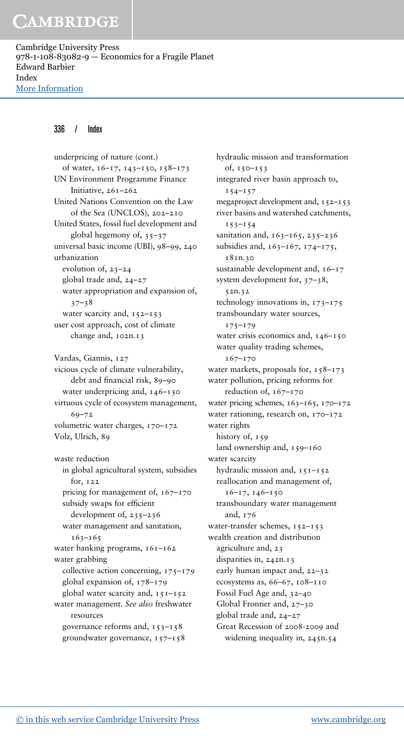underpricing of nature (cont.)
  of water, 16–17, 143–150, 158–173
UN Environment Programme Finance Initiative, 261–262
United Nations Convention on the Law of the Sea (UNCLOS), 202–210
United States, fossil fuel development and global hegemony of, 35–37
universal basic income (UBI), 98–99, 240
urbanization
  evolution of, 23–24
  global trade and, 24–27
  water appropriation and expansion of, 37–38
  water scarcity and, 152–153
user cost approach, cost of climate change and, 102n.13

Vardas, Giannis, 127
vicious cycle of climate vulnerability, debt and financial risk, 89–90
  water underpricing and, 146–150
virtuous cycle of ecosystem management, 69–72
volumetric water charges, 170–172
Volz, Ulrich, 89

waste reduction
  in global agricultural system, subsidies for, 122
  pricing for management of, 167–170
  subsidy swaps for efficient development of, 235–236
  water management and sanitation, 163–165
water banking programs, 161–162
water grabbing
  collective action concerning, 175–179
  global expansion of, 178–179
  global water scarcity and, 151–152
water management. *See also* freshwater resources
  governance reforms and, 153–158
  groundwater governance, 157–158
  hydraulic mission and transformation of, 150–153
  integrated river basin approach to, 154–157
  megaproject development and, 152–153
  river basins and watershed catchments, 153–154
  sanitation and, 163–165, 235–236
  subsidies and, 163–167, 174–175, 181n.30
  sustainable development and, 16–17
  system development for, 37–38, 52n.32
  technology innovations in, 173–175
  transboundary water sources, 175–179
  water crisis economics and, 146–150
  water quality trading schemes, 167–170
water markets, proposals for, 158–173
water pollution, pricing reforms for reduction of, 167–170
water pricing schemes, 163–165, 170–172
water rationing, research on, 170–172
water rights
  history of, 159
  land ownership and, 159–160
water scarcity
  hydraulic mission and, 151–152
  reallocation and management of, 16–17, 146–150
  transboundary water management and, 176
water-transfer schemes, 152–153
wealth creation and distribution
  agriculture and, 23
  disparities in, 242n.13
  early human impact and, 22–32
  ecosystems as, 66–67, 108–110
  Fossil Fuel Age and, 32–40
  Global Frontier and, 27–30
  global trade and, 24–27
  Great Recession of 2008-2009 and widening inequality in, 245n.54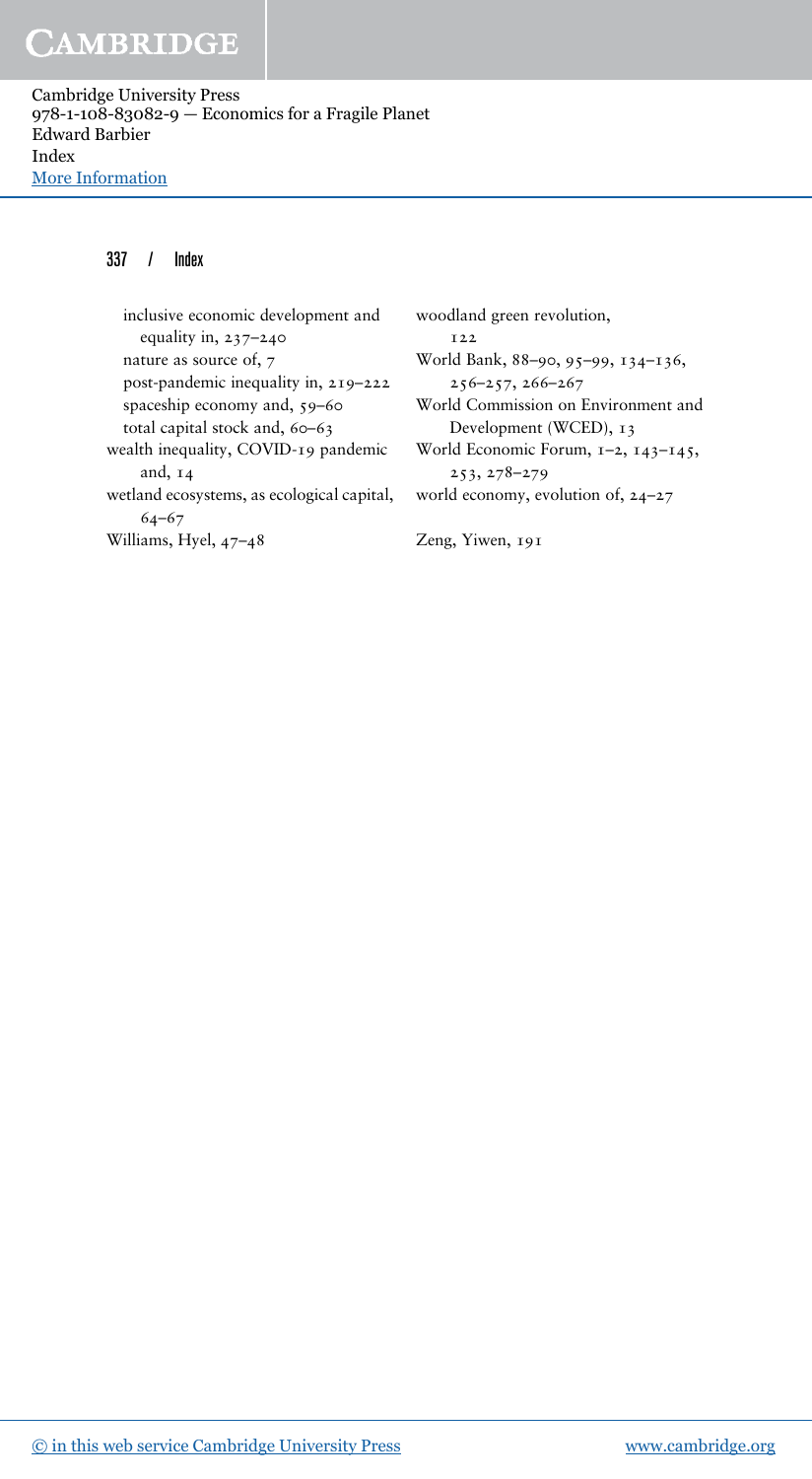inclusive economic development and equality in, 237–240
nature as source of, 7
post-pandemic inequality in, 219–222
spaceship economy and, 59–60
total capital stock and, 60–63

wealth inequality, COVID-19 pandemic and, 14

wetland ecosystems, as ecological capital, 64–67

Williams, Hyel, 47–48

woodland green revolution, 122

World Bank, 88–90, 95–99, 134–136, 256–257, 266–267

World Commission on Environment and Development (WCED), 13

World Economic Forum, 1–2, 143–145, 253, 278–279

world economy, evolution of, 24–27

Zeng, Yiwen, 191